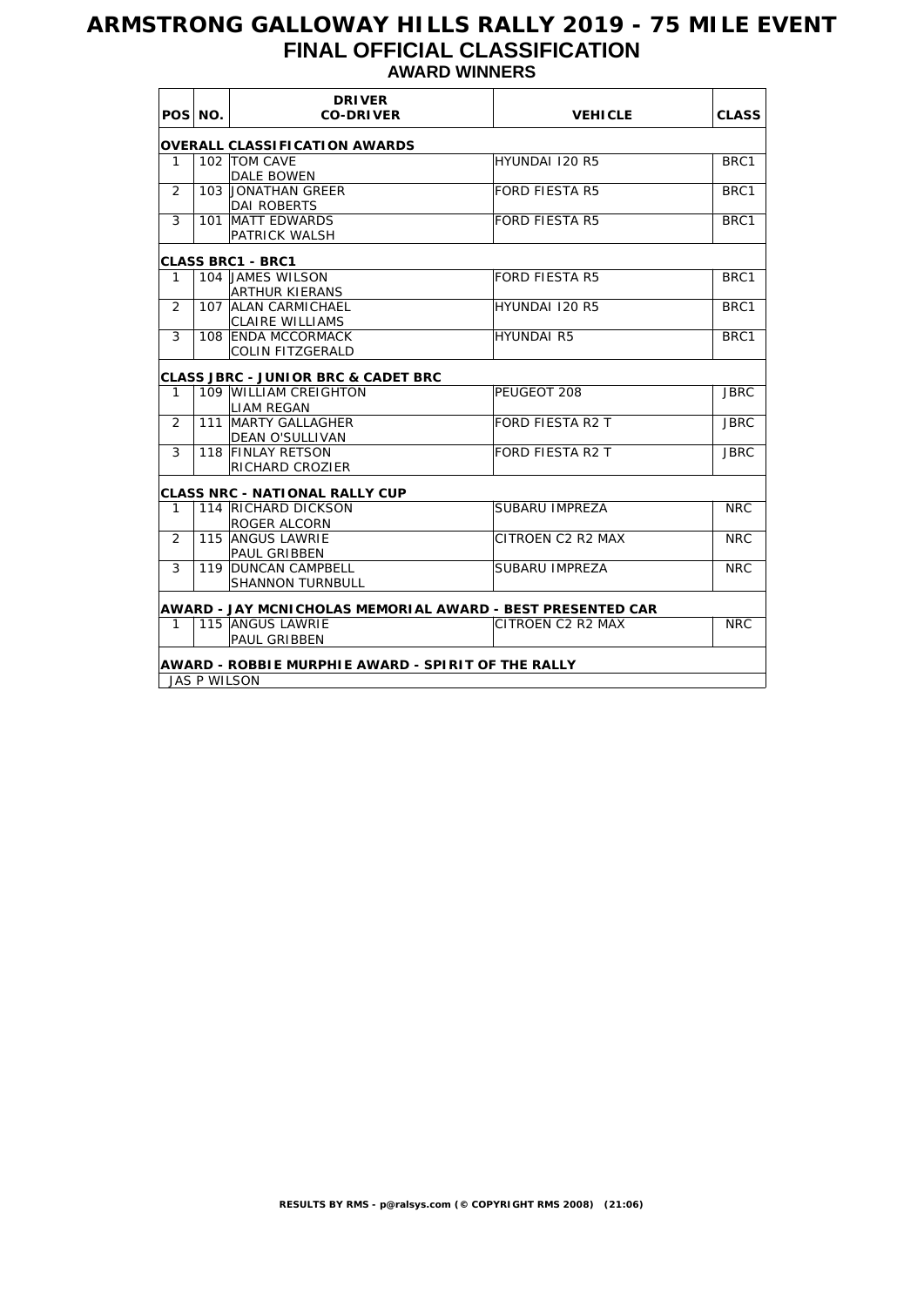# ARMSTRONG GALLOWAY HILLS RALLY 2019 - 75 MILE EVENT

## FINAL OFFICIAL CLASSIFICATION

### AWARD WINNERS

| POS | NO. | DRIVER<br>CO-DRIVER | VEHICLE | CLASS |
|---|---|---|---|---|
| **OVERALL CLASSIFICATION AWARDS** | | | | |
| 1 | 102 | TOM CAVE<br>DALE BOWEN | HYUNDAI I20 R5 | BRC1 |
| 2 | 103 | JONATHAN GREER<br>DAI ROBERTS | FORD FIESTA R5 | BRC1 |
| 3 | 101 | MATT EDWARDS<br>PATRICK WALSH | FORD FIESTA R5 | BRC1 |
| **CLASS BRC1 - BRC1** | | | | |
| 1 | 104 | JAMES WILSON<br>ARTHUR KIERANS | FORD FIESTA R5 | BRC1 |
| 2 | 107 | ALAN CARMICHAEL<br>CLAIRE WILLIAMS | HYUNDAI I20 R5 | BRC1 |
| 3 | 108 | ENDA MCCORMACK<br>COLIN FITZGERALD | HYUNDAI R5 | BRC1 |
| **CLASS JBRC - JUNIOR BRC & CADET BRC** | | | | |
| 1 | 109 | WILLIAM CREIGHTON<br>LIAM REGAN | PEUGEOT 208 | JBRC |
| 2 | 111 | MARTY GALLAGHER<br>DEAN O'SULLIVAN | FORD FIESTA R2 T | JBRC |
| 3 | 118 | FINLAY RETSON<br>RICHARD CROZIER | FORD FIESTA R2 T | JBRC |
| **CLASS NRC - NATIONAL RALLY CUP** | | | | |
| 1 | 114 | RICHARD DICKSON<br>ROGER ALCORN | SUBARU IMPREZA | NRC |
| 2 | 115 | ANGUS LAWRIE<br>PAUL GRIBBEN | CITROEN C2 R2 MAX | NRC |
| 3 | 119 | DUNCAN CAMPBELL<br>SHANNON TURNBULL | SUBARU IMPREZA | NRC |
| **AWARD - JAY MCNICHOLAS MEMORIAL AWARD - BEST PRESENTED CAR** | | | | |
| 1 | 115 | ANGUS LAWRIE<br>PAUL GRIBBEN | CITROEN C2 R2 MAX | NRC |
| **AWARD - ROBBIE MURPHIE AWARD - SPIRIT OF THE RALLY** | | | | |
| JAS P WILSON | | | | |

**RESULTS BY RMS - p@ralsys.com (© COPYRIGHT RMS 2008) (21:06)**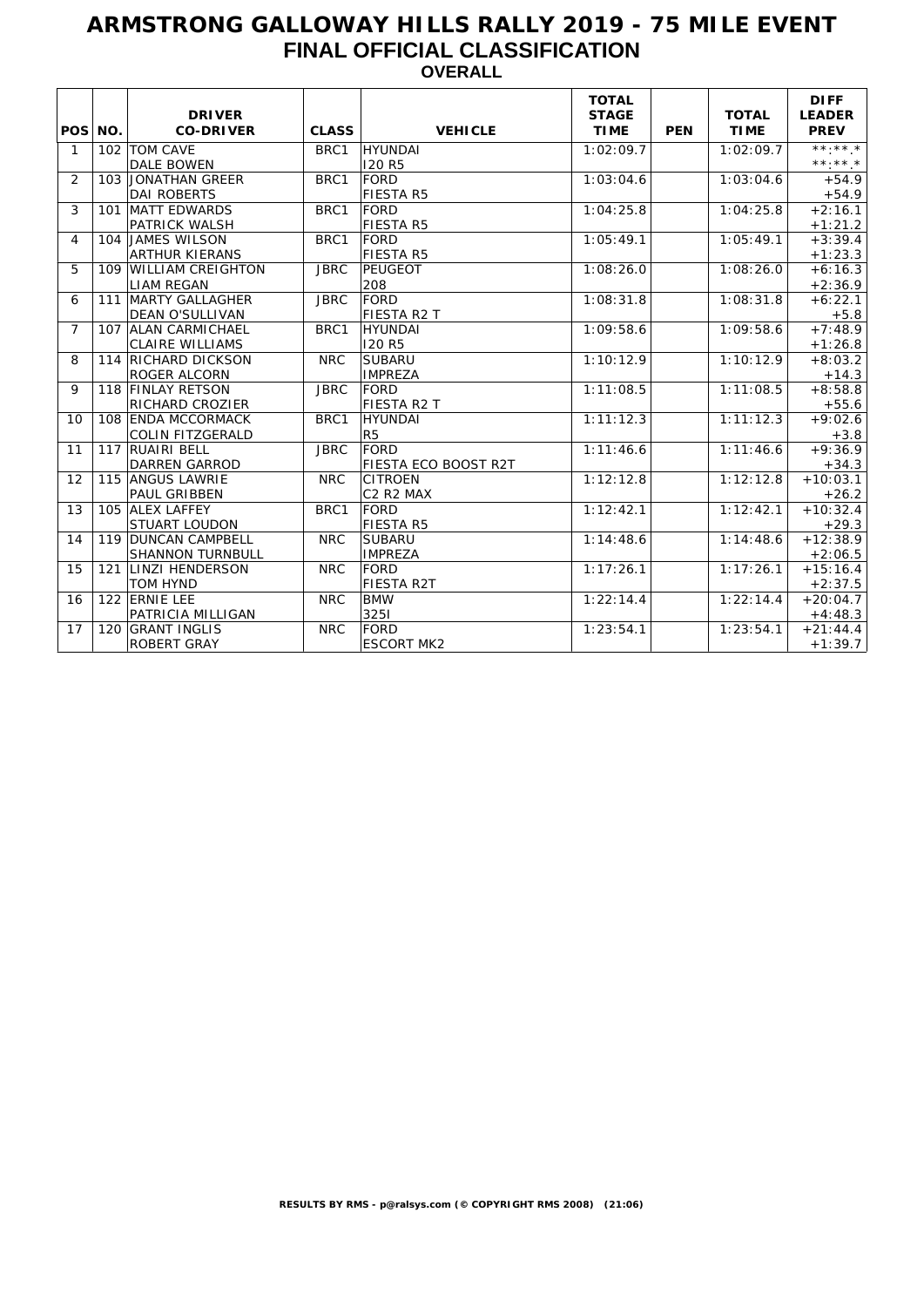# ARMSTRONG GALLOWAY HILLS RALLY 2019 - 75 MILE EVENT

## FINAL OFFICIAL CLASSIFICATION

### OVERALL

| POS | NO. | DRIVER / CO-DRIVER | CLASS | VEHICLE | TOTAL STAGE TIME | PEN | TOTAL TIME | DIFF LEADER / PREV |
|---|---|---|---|---|---|---|---|---|
| 1 | 102 | TOM CAVE<br>DALE BOWEN | BRC1 | HYUNDAI<br>I20 R5 | 1:02:09.7 | | 1:02:09.7 | **:**.*<br>**:**.* |
| 2 | 103 | JONATHAN GREER<br>DAI ROBERTS | BRC1 | FORD<br>FIESTA R5 | 1:03:04.6 | | 1:03:04.6 | +54.9<br>+54.9 |
| 3 | 101 | MATT EDWARDS<br>PATRICK WALSH | BRC1 | FORD<br>FIESTA R5 | 1:04:25.8 | | 1:04:25.8 | +2:16.1<br>+1:21.2 |
| 4 | 104 | JAMES WILSON<br>ARTHUR KIERANS | BRC1 | FORD<br>FIESTA R5 | 1:05:49.1 | | 1:05:49.1 | +3:39.4<br>+1:23.3 |
| 5 | 109 | WILLIAM CREIGHTON<br>LIAM REGAN | JBRC | PEUGEOT<br>208 | 1:08:26.0 | | 1:08:26.0 | +6:16.3<br>+2:36.9 |
| 6 | 111 | MARTY GALLAGHER<br>DEAN O'SULLIVAN | JBRC | FORD<br>FIESTA R2 T | 1:08:31.8 | | 1:08:31.8 | +6:22.1<br>+5.8 |
| 7 | 107 | ALAN CARMICHAEL<br>CLAIRE WILLIAMS | BRC1 | HYUNDAI<br>I20 R5 | 1:09:58.6 | | 1:09:58.6 | +7:48.9<br>+1:26.8 |
| 8 | 114 | RICHARD DICKSON<br>ROGER ALCORN | NRC | SUBARU<br>IMPREZA | 1:10:12.9 | | 1:10:12.9 | +8:03.2<br>+14.3 |
| 9 | 118 | FINLAY RETSON<br>RICHARD CROZIER | JBRC | FORD<br>FIESTA R2 T | 1:11:08.5 | | 1:11:08.5 | +8:58.8<br>+55.6 |
| 10 | 108 | ENDA MCCORMACK<br>COLIN FITZGERALD | BRC1 | HYUNDAI<br>R5 | 1:11:12.3 | | 1:11:12.3 | +9:02.6<br>+3.8 |
| 11 | 117 | RUAIRI BELL<br>DARREN GARROD | JBRC | FORD<br>FIESTA ECO BOOST R2T | 1:11:46.6 | | 1:11:46.6 | +9:36.9<br>+34.3 |
| 12 | 115 | ANGUS LAWRIE<br>PAUL GRIBBEN | NRC | CITROEN<br>C2 R2 MAX | 1:12:12.8 | | 1:12:12.8 | +10:03.1<br>+26.2 |
| 13 | 105 | ALEX LAFFEY<br>STUART LOUDON | BRC1 | FORD<br>FIESTA R5 | 1:12:42.1 | | 1:12:42.1 | +10:32.4<br>+29.3 |
| 14 | 119 | DUNCAN CAMPBELL<br>SHANNON TURNBULL | NRC | SUBARU<br>IMPREZA | 1:14:48.6 | | 1:14:48.6 | +12:38.9<br>+2:06.5 |
| 15 | 121 | LINZI HENDERSON<br>TOM HYND | NRC | FORD<br>FIESTA R2T | 1:17:26.1 | | 1:17:26.1 | +15:16.4<br>+2:37.5 |
| 16 | 122 | ERNIE LEE<br>PATRICIA MILLIGAN | NRC | BMW<br>325I | 1:22:14.4 | | 1:22:14.4 | +20:04.7<br>+4:48.3 |
| 17 | 120 | GRANT INGLIS<br>ROBERT GRAY | NRC | FORD<br>ESCORT MK2 | 1:23:54.1 | | 1:23:54.1 | +21:44.4<br>+1:39.7 |

**RESULTS BY RMS - p@ralsys.com (© COPYRIGHT RMS 2008) (21:06)**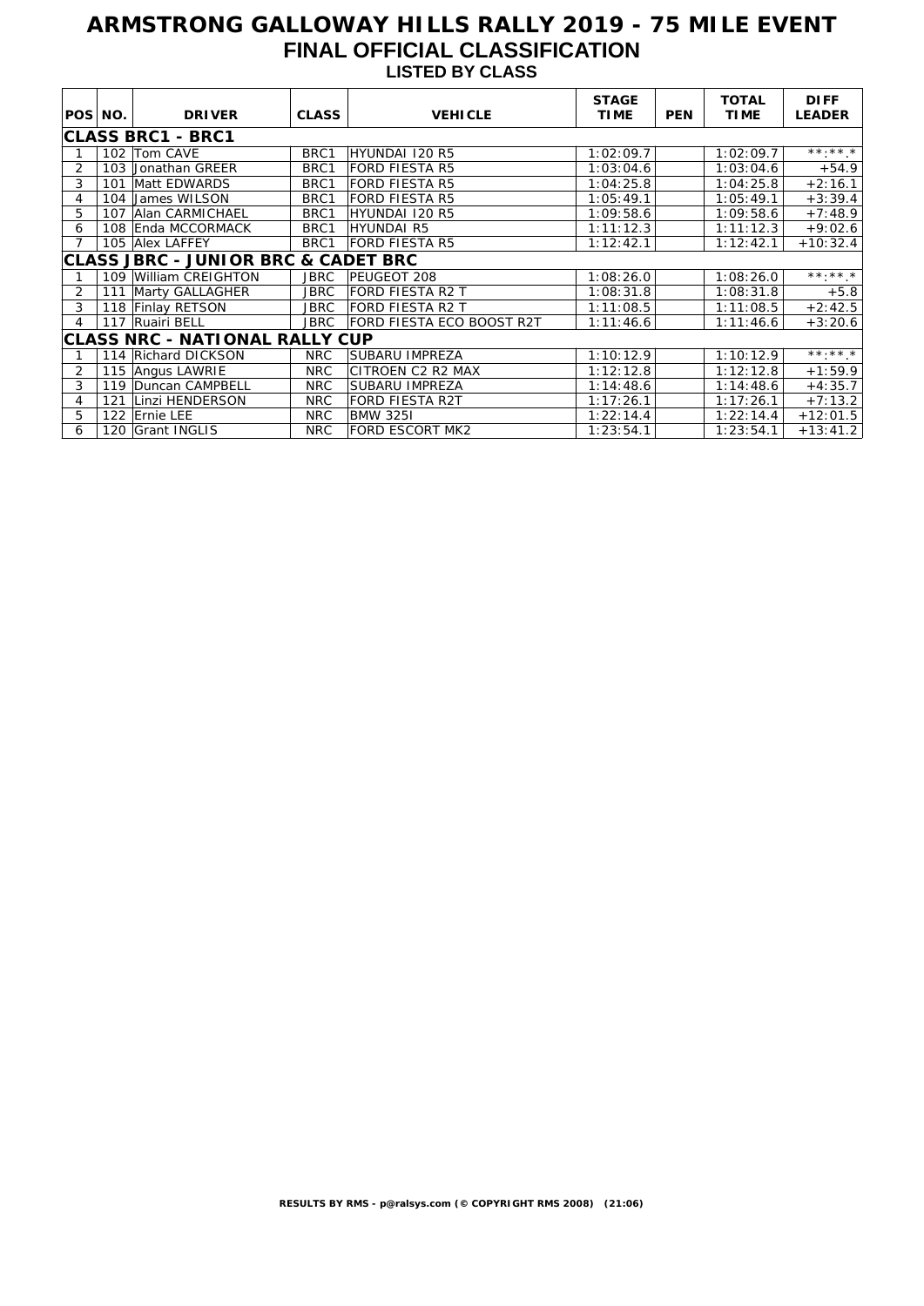# ARMSTRONG GALLOWAY HILLS RALLY 2019 - 75 MILE EVENT

## FINAL OFFICIAL CLASSIFICATION

### LISTED BY CLASS

| POS | NO. | DRIVER | CLASS | VEHICLE | STAGE TIME | PEN | TOTAL TIME | DIFF LEADER |
|---|---|---|---|---|---|---|---|---|
| **CLASS BRC1 - BRC1** | | | | | | | | |
| 1 | 102 | Tom CAVE | BRC1 | HYUNDAI I20 R5 | 1:02:09.7 | | 1:02:09.7 | **:**.* |
| 2 | 103 | Jonathan GREER | BRC1 | FORD FIESTA R5 | 1:03:04.6 | | 1:03:04.6 | +54.9 |
| 3 | 101 | Matt EDWARDS | BRC1 | FORD FIESTA R5 | 1:04:25.8 | | 1:04:25.8 | +2:16.1 |
| 4 | 104 | James WILSON | BRC1 | FORD FIESTA R5 | 1:05:49.1 | | 1:05:49.1 | +3:39.4 |
| 5 | 107 | Alan CARMICHAEL | BRC1 | HYUNDAI I20 R5 | 1:09:58.6 | | 1:09:58.6 | +7:48.9 |
| 6 | 108 | Enda MCCORMACK | BRC1 | HYUNDAI R5 | 1:11:12.3 | | 1:11:12.3 | +9:02.6 |
| 7 | 105 | Alex LAFFEY | BRC1 | FORD FIESTA R5 | 1:12:42.1 | | 1:12:42.1 | +10:32.4 |
| **CLASS JBRC - JUNIOR BRC & CADET BRC** | | | | | | | | |
| 1 | 109 | William CREIGHTON | JBRC | PEUGEOT 208 | 1:08:26.0 | | 1:08:26.0 | **:**.* |
| 2 | 111 | Marty GALLAGHER | JBRC | FORD FIESTA R2 T | 1:08:31.8 | | 1:08:31.8 | +5.8 |
| 3 | 118 | Finlay RETSON | JBRC | FORD FIESTA R2 T | 1:11:08.5 | | 1:11:08.5 | +2:42.5 |
| 4 | 117 | Ruairi BELL | JBRC | FORD FIESTA ECO BOOST R2T | 1:11:46.6 | | 1:11:46.6 | +3:20.6 |
| **CLASS NRC - NATIONAL RALLY CUP** | | | | | | | | |
| 1 | 114 | Richard DICKSON | NRC | SUBARU IMPREZA | 1:10:12.9 | | 1:10:12.9 | **:**.* |
| 2 | 115 | Angus LAWRIE | NRC | CITROEN C2 R2 MAX | 1:12:12.8 | | 1:12:12.8 | +1:59.9 |
| 3 | 119 | Duncan CAMPBELL | NRC | SUBARU IMPREZA | 1:14:48.6 | | 1:14:48.6 | +4:35.7 |
| 4 | 121 | Linzi HENDERSON | NRC | FORD FIESTA R2T | 1:17:26.1 | | 1:17:26.1 | +7:13.2 |
| 5 | 122 | Ernie LEE | NRC | BMW 325I | 1:22:14.4 | | 1:22:14.4 | +12:01.5 |
| 6 | 120 | Grant INGLIS | NRC | FORD ESCORT MK2 | 1:23:54.1 | | 1:23:54.1 | +13:41.2 |

**RESULTS BY RMS - p@ralsys.com (© COPYRIGHT RMS 2008) (21:06)**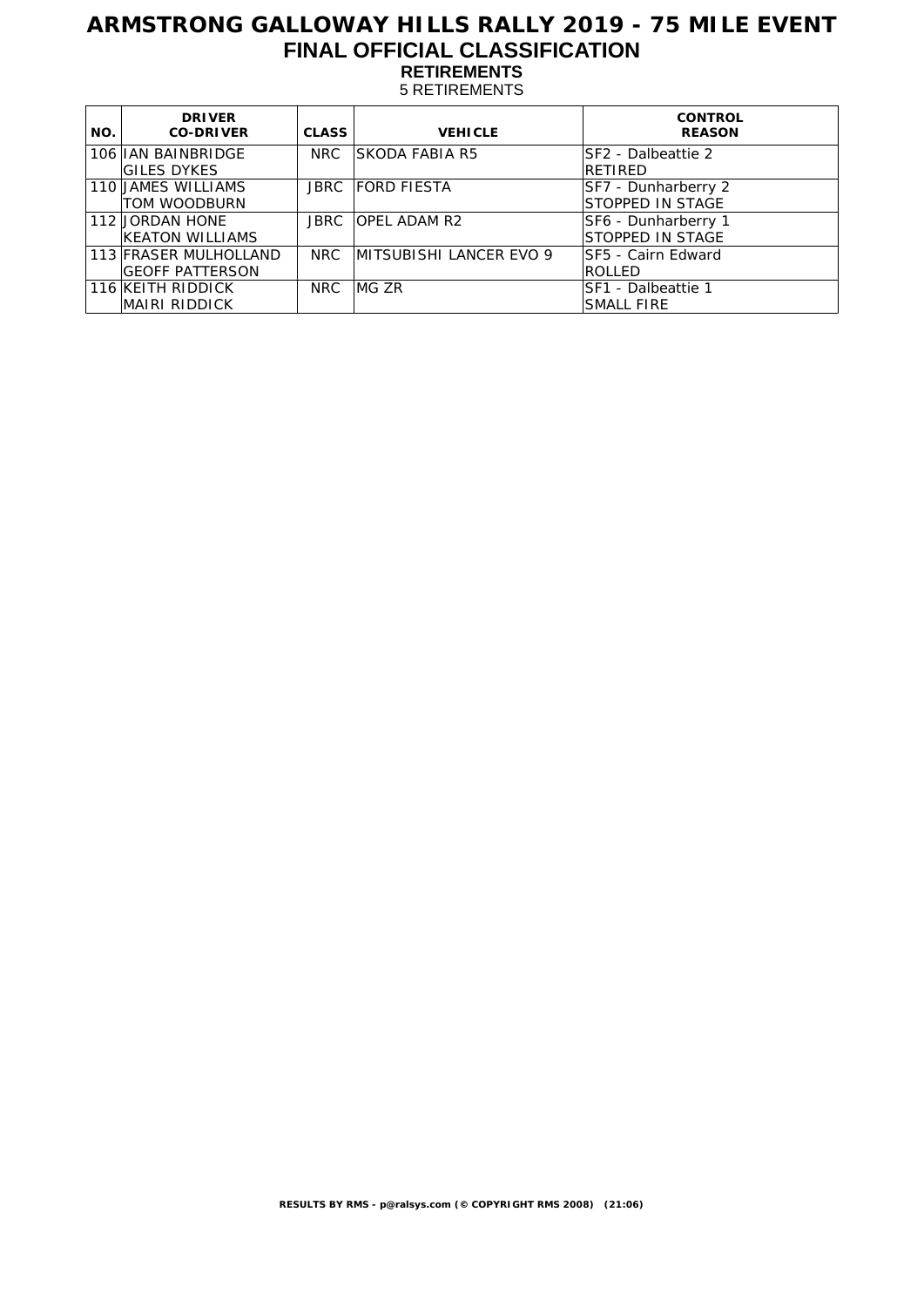# ARMSTRONG GALLOWAY HILLS RALLY 2019 - 75 MILE EVENT

## FINAL OFFICIAL CLASSIFICATION

### RETIREMENTS

5 RETIREMENTS

| NO. | DRIVER<br>CO-DRIVER | CLASS | VEHICLE | CONTROL<br>REASON |
|---|---|---|---|---|
| 106 | IAN BAINBRIDGE<br>GILES DYKES | NRC | SKODA FABIA R5 | SF2 - Dalbeattie 2<br>RETIRED |
| 110 | JAMES WILLIAMS<br>TOM WOODBURN | JBRC | FORD FIESTA | SF7 - Dunharberry 2<br>STOPPED IN STAGE |
| 112 | JORDAN HONE<br>KEATON WILLIAMS | JBRC | OPEL ADAM R2 | SF6 - Dunharberry 1<br>STOPPED IN STAGE |
| 113 | FRASER MULHOLLAND<br>GEOFF PATTERSON | NRC | MITSUBISHI LANCER EVO 9 | SF5 - Cairn Edward<br>ROLLED |
| 116 | KEITH RIDDICK<br>MAIRI RIDDICK | NRC | MG ZR | SF1 - Dalbeattie 1<br>SMALL FIRE |

**RESULTS BY RMS - p@ralsys.com (© COPYRIGHT RMS 2008) (21:06)**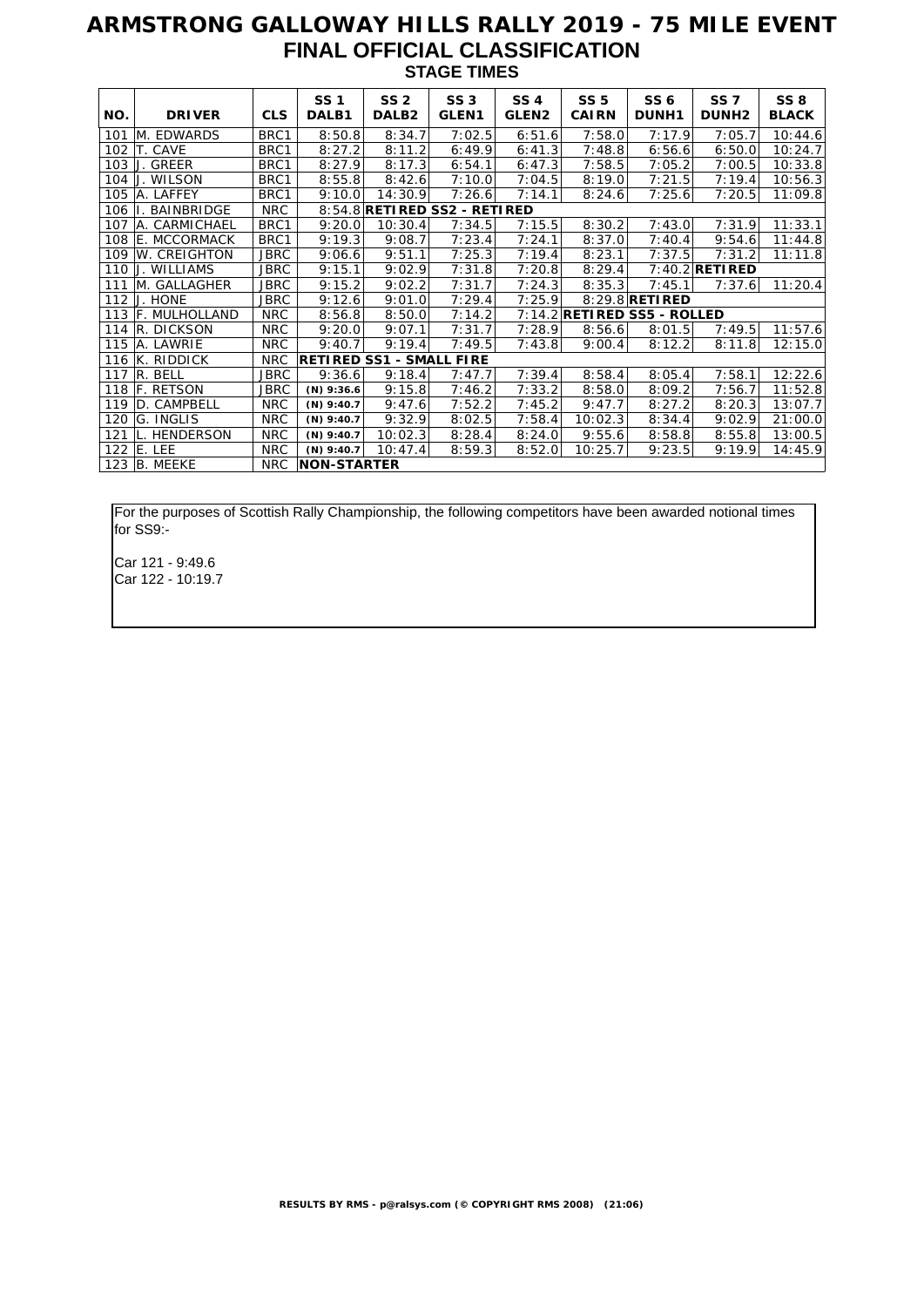# ARMSTRONG GALLOWAY HILLS RALLY 2019 - 75 MILE EVENT

## FINAL OFFICIAL CLASSIFICATION

### STAGE TIMES

| NO. | DRIVER | CLS | SS 1 DALB1 | SS 2 DALB2 | SS 3 GLEN1 | SS 4 GLEN2 | SS 5 CAIRN | SS 6 DUNH1 | SS 7 DUNH2 | SS 8 BLACK |
|---|---|---|---|---|---|---|---|---|---|---|
| 101 | M. EDWARDS | BRC1 | 8:50.8 | 8:34.7 | 7:02.5 | 6:51.6 | 7:58.0 | 7:17.9 | 7:05.7 | 10:44.6 |
| 102 | T. CAVE | BRC1 | 8:27.2 | 8:11.2 | 6:49.9 | 6:41.3 | 7:48.8 | 6:56.6 | 6:50.0 | 10:24.7 |
| 103 | J. GREER | BRC1 | 8:27.9 | 8:17.3 | 6:54.1 | 6:47.3 | 7:58.5 | 7:05.2 | 7:00.5 | 10:33.8 |
| 104 | J. WILSON | BRC1 | 8:55.8 | 8:42.6 | 7:10.0 | 7:04.5 | 8:19.0 | 7:21.5 | 7:19.4 | 10:56.3 |
| 105 | A. LAFFEY | BRC1 | 9:10.0 | 14:30.9 | 7:26.6 | 7:14.1 | 8:24.6 | 7:25.6 | 7:20.5 | 11:09.8 |
| 106 | I. BAINBRIDGE | NRC | 8:54.8 | **RETIRED SS2 - RETIRED** | | | | | | |
| 107 | A. CARMICHAEL | BRC1 | 9:20.0 | 10:30.4 | 7:34.5 | 7:15.5 | 8:30.2 | 7:43.0 | 7:31.9 | 11:33.1 |
| 108 | E. MCCORMACK | BRC1 | 9:19.3 | 9:08.7 | 7:23.4 | 7:24.1 | 8:37.0 | 7:40.4 | 9:54.6 | 11:44.8 |
| 109 | W. CREIGHTON | JBRC | 9:06.6 | 9:51.1 | 7:25.3 | 7:19.4 | 8:23.1 | 7:37.5 | 7:31.2 | 11:11.8 |
| 110 | J. WILLIAMS | JBRC | 9:15.1 | 9:02.9 | 7:31.8 | 7:20.8 | 8:29.4 | 7:40.2 | **RETIRED** | |
| 111 | M. GALLAGHER | JBRC | 9:15.2 | 9:02.2 | 7:31.7 | 7:24.3 | 8:35.3 | 7:45.1 | 7:37.6 | 11:20.4 |
| 112 | J. HONE | JBRC | 9:12.6 | 9:01.0 | 7:29.4 | 7:25.9 | 8:29.8 | **RETIRED** | | |
| 113 | F. MULHOLLAND | NRC | 8:56.8 | 8:50.0 | 7:14.2 | 7:14.2 | **RETIRED SS5 - ROLLED** | | | |
| 114 | R. DICKSON | NRC | 9:20.0 | 9:07.1 | 7:31.7 | 7:28.9 | 8:56.6 | 8:01.5 | 7:49.5 | 11:57.6 |
| 115 | A. LAWRIE | NRC | 9:40.7 | 9:19.4 | 7:49.5 | 7:43.8 | 9:00.4 | 8:12.2 | 8:11.8 | 12:15.0 |
| 116 | K. RIDDICK | NRC | **RETIRED SS1 - SMALL FIRE** | | | | | | | |
| 117 | R. BELL | JBRC | 9:36.6 | 9:18.4 | 7:47.7 | 7:39.4 | 8:58.4 | 8:05.4 | 7:58.1 | 12:22.6 |
| 118 | F. RETSON | JBRC | (N) 9:36.6 | 9:15.8 | 7:46.2 | 7:33.2 | 8:58.0 | 8:09.2 | 7:56.7 | 11:52.8 |
| 119 | D. CAMPBELL | NRC | (N) 9:40.7 | 9:47.6 | 7:52.2 | 7:45.2 | 9:47.7 | 8:27.2 | 8:20.3 | 13:07.7 |
| 120 | G. INGLIS | NRC | (N) 9:40.7 | 9:32.9 | 8:02.5 | 7:58.4 | 10:02.3 | 8:34.4 | 9:02.9 | 21:00.0 |
| 121 | L. HENDERSON | NRC | (N) 9:40.7 | 10:02.3 | 8:28.4 | 8:24.0 | 9:55.6 | 8:58.8 | 8:55.8 | 13:00.5 |
| 122 | E. LEE | NRC | (N) 9:40.7 | 10:47.4 | 8:59.3 | 8:52.0 | 10:25.7 | 9:23.5 | 9:19.9 | 14:45.9 |
| 123 | B. MEEKE | NRC | **NON-STARTER** | | | | | | | |

For the purposes of Scottish Rally Championship, the following competitors have been awarded notional times for SS9:-

Car 121 - 9:49.6
Car 122 - 10:19.7

RESULTS BY RMS - p@ralsys.com (© COPYRIGHT RMS 2008) (21:06)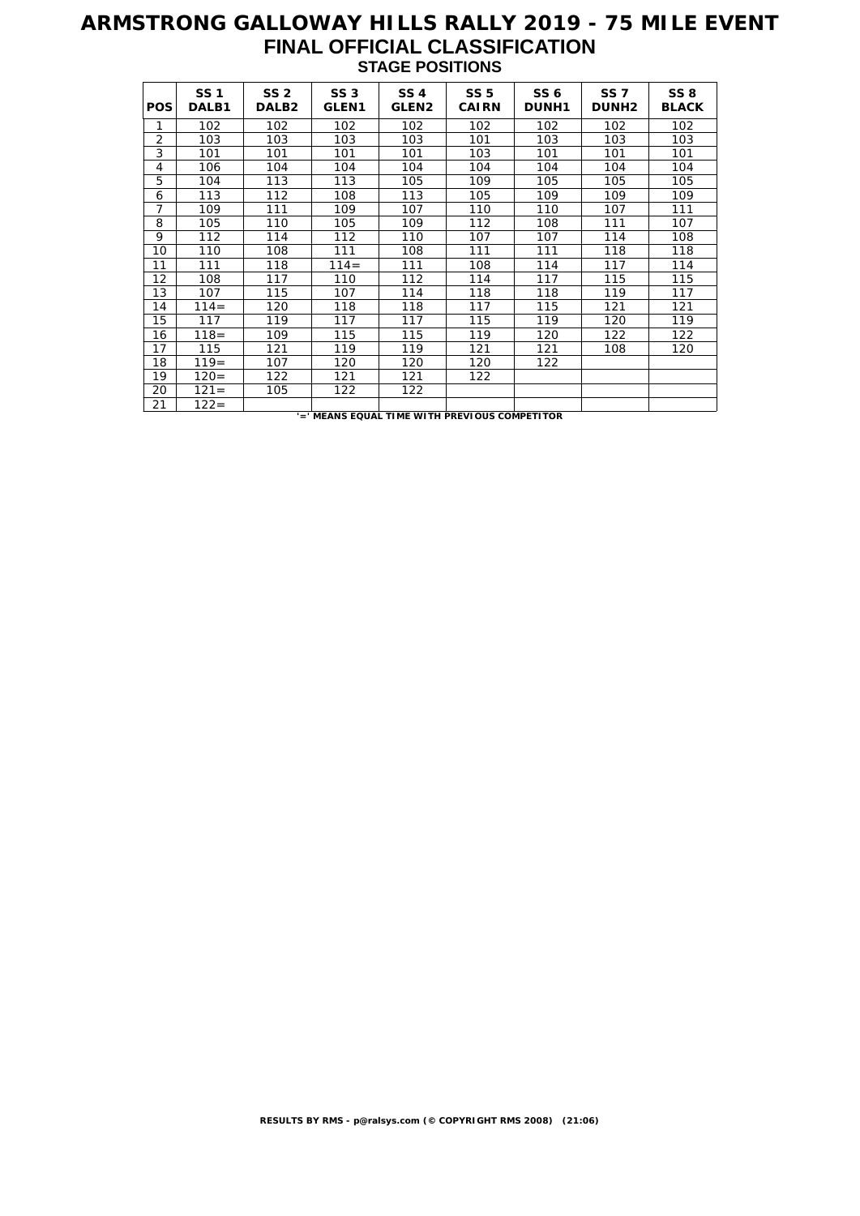# ARMSTRONG GALLOWAY HILLS RALLY 2019 - 75 MILE EVENT

## FINAL OFFICIAL CLASSIFICATION

### STAGE POSITIONS

| POS | SS 1 DALB1 | SS 2 DALB2 | SS 3 GLEN1 | SS 4 GLEN2 | SS 5 CAIRN | SS 6 DUNH1 | SS 7 DUNH2 | SS 8 BLACK |
|---|---|---|---|---|---|---|---|---|
| 1 | 102 | 102 | 102 | 102 | 102 | 102 | 102 | 102 |
| 2 | 103 | 103 | 103 | 103 | 101 | 103 | 103 | 103 |
| 3 | 101 | 101 | 101 | 101 | 103 | 101 | 101 | 101 |
| 4 | 106 | 104 | 104 | 104 | 104 | 104 | 104 | 104 |
| 5 | 104 | 113 | 113 | 105 | 109 | 105 | 105 | 105 |
| 6 | 113 | 112 | 108 | 113 | 105 | 109 | 109 | 109 |
| 7 | 109 | 111 | 109 | 107 | 110 | 110 | 107 | 111 |
| 8 | 105 | 110 | 105 | 109 | 112 | 108 | 111 | 107 |
| 9 | 112 | 114 | 112 | 110 | 107 | 107 | 114 | 108 |
| 10 | 110 | 108 | 111 | 108 | 111 | 111 | 118 | 118 |
| 11 | 111 | 118 | 114= | 111 | 108 | 114 | 117 | 114 |
| 12 | 108 | 117 | 110 | 112 | 114 | 117 | 115 | 115 |
| 13 | 107 | 115 | 107 | 114 | 118 | 118 | 119 | 117 |
| 14 | 114= | 120 | 118 | 118 | 117 | 115 | 121 | 121 |
| 15 | 117 | 119 | 117 | 117 | 115 | 119 | 120 | 119 |
| 16 | 118= | 109 | 115 | 115 | 119 | 120 | 122 | 122 |
| 17 | 115 | 121 | 119 | 119 | 121 | 121 | 108 | 120 |
| 18 | 119= | 107 | 120 | 120 | 120 | 122 | | |
| 19 | 120= | 122 | 121 | 121 | 122 | | | |
| 20 | 121= | 105 | 122 | 122 | | | | |
| 21 | 122= | | | | | | | |

**'=' MEANS EQUAL TIME WITH PREVIOUS COMPETITOR**

**RESULTS BY RMS - p@ralsys.com (© COPYRIGHT RMS 2008) (21:06)**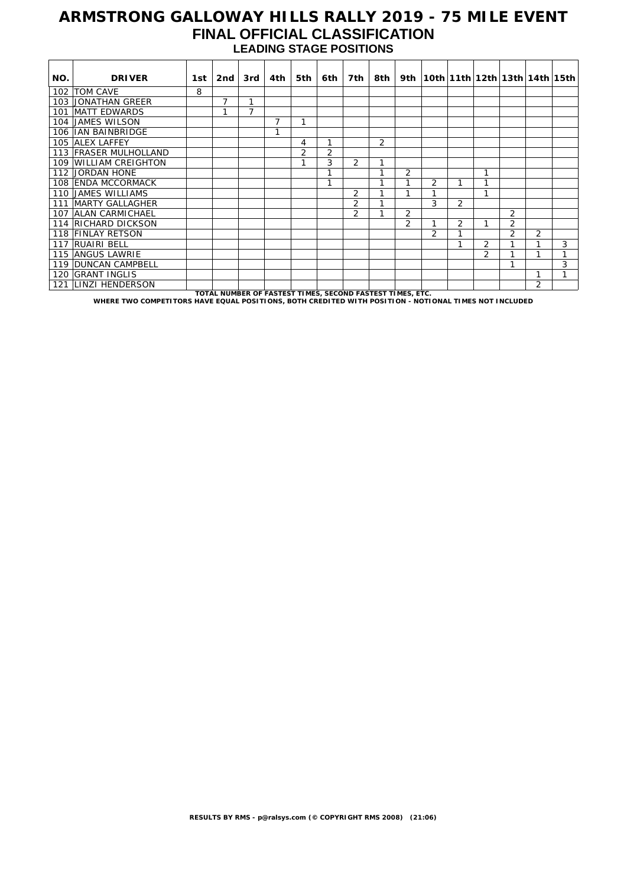# ARMSTRONG GALLOWAY HILLS RALLY 2019 - 75 MILE EVENT

## FINAL OFFICIAL CLASSIFICATION

### LEADING STAGE POSITIONS

| NO. | DRIVER | 1st | 2nd | 3rd | 4th | 5th | 6th | 7th | 8th | 9th | 10th | 11th | 12th | 13th | 14th | 15th |
|---|---|---|---|---|---|---|---|---|---|---|---|---|---|---|---|---|
| 102 | TOM CAVE | 8 | | | | | | | | | | | | | | |
| 103 | JONATHAN GREER | | 7 | 1 | | | | | | | | | | | | |
| 101 | MATT EDWARDS | | 1 | 7 | | | | | | | | | | | | |
| 104 | JAMES WILSON | | | | 7 | 1 | | | | | | | | | | |
| 106 | IAN BAINBRIDGE | | | | 1 | | | | | | | | | | | |
| 105 | ALEX LAFFEY | | | | | 4 | 1 | | 2 | | | | | | | |
| 113 | FRASER MULHOLLAND | | | | | 2 | 2 | | | | | | | | | |
| 109 | WILLIAM CREIGHTON | | | | | 1 | 3 | 2 | 1 | | | | | | | |
| 112 | JORDAN HONE | | | | | | 1 | | 1 | 2 | | | 1 | | | |
| 108 | ENDA MCCORMACK | | | | | | 1 | | 1 | 1 | 2 | 1 | 1 | | | |
| 110 | JAMES WILLIAMS | | | | | | | 2 | 1 | 1 | 1 | | 1 | | | |
| 111 | MARTY GALLAGHER | | | | | | | 2 | 1 | | 3 | 2 | | | | |
| 107 | ALAN CARMICHAEL | | | | | | | 2 | 1 | 2 | | | | 2 | | |
| 114 | RICHARD DICKSON | | | | | | | | | 2 | 1 | 2 | 1 | 2 | | |
| 118 | FINLAY RETSON | | | | | | | | | | 2 | 1 | | 2 | 2 | |
| 117 | RUAIRI BELL | | | | | | | | | | | 1 | 2 | 1 | 1 | 3 |
| 115 | ANGUS LAWRIE | | | | | | | | | | | | 2 | 1 | 1 | 1 |
| 119 | DUNCAN CAMPBELL | | | | | | | | | | | | | 1 | | 3 |
| 120 | GRANT INGLIS | | | | | | | | | | | | | | 1 | 1 |
| 121 | LINZI HENDERSON | | | | | | | | | | | | | | 2 | |

**TOTAL NUMBER OF FASTEST TIMES, SECOND FASTEST TIMES, ETC.**

**WHERE TWO COMPETITORS HAVE EQUAL POSITIONS, BOTH CREDITED WITH POSITION - NOTIONAL TIMES NOT INCLUDED**

**RESULTS BY RMS - p@ralsys.com (© COPYRIGHT RMS 2008) (21:06)**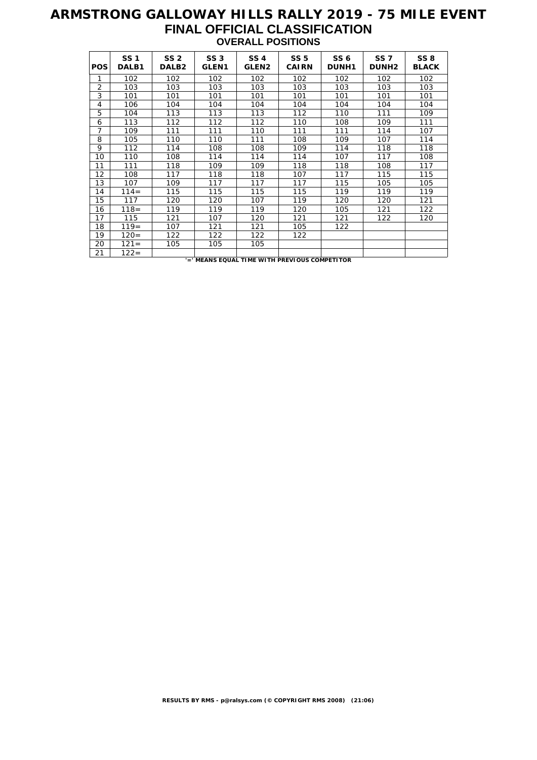# ARMSTRONG GALLOWAY HILLS RALLY 2019 - 75 MILE EVENT

## FINAL OFFICIAL CLASSIFICATION

### OVERALL POSITIONS

| POS | SS 1 DALB1 | SS 2 DALB2 | SS 3 GLEN1 | SS 4 GLEN2 | SS 5 CAIRN | SS 6 DUNH1 | SS 7 DUNH2 | SS 8 BLACK |
|---|---|---|---|---|---|---|---|---|
| 1 | 102 | 102 | 102 | 102 | 102 | 102 | 102 | 102 |
| 2 | 103 | 103 | 103 | 103 | 103 | 103 | 103 | 103 |
| 3 | 101 | 101 | 101 | 101 | 101 | 101 | 101 | 101 |
| 4 | 106 | 104 | 104 | 104 | 104 | 104 | 104 | 104 |
| 5 | 104 | 113 | 113 | 113 | 112 | 110 | 111 | 109 |
| 6 | 113 | 112 | 112 | 112 | 110 | 108 | 109 | 111 |
| 7 | 109 | 111 | 111 | 110 | 111 | 111 | 114 | 107 |
| 8 | 105 | 110 | 110 | 111 | 108 | 109 | 107 | 114 |
| 9 | 112 | 114 | 108 | 108 | 109 | 114 | 118 | 118 |
| 10 | 110 | 108 | 114 | 114 | 114 | 107 | 117 | 108 |
| 11 | 111 | 118 | 109 | 109 | 118 | 118 | 108 | 117 |
| 12 | 108 | 117 | 118 | 118 | 107 | 117 | 115 | 115 |
| 13 | 107 | 109 | 117 | 117 | 117 | 115 | 105 | 105 |
| 14 | 114= | 115 | 115 | 115 | 115 | 119 | 119 | 119 |
| 15 | 117 | 120 | 120 | 107 | 119 | 120 | 120 | 121 |
| 16 | 118= | 119 | 119 | 119 | 120 | 105 | 121 | 122 |
| 17 | 115 | 121 | 107 | 120 | 121 | 121 | 122 | 120 |
| 18 | 119= | 107 | 121 | 121 | 105 | 122 | | |
| 19 | 120= | 122 | 122 | 122 | 122 | | | |
| 20 | 121= | 105 | 105 | 105 | | | | |
| 21 | 122= | | | | | | | |

'=' MEANS EQUAL TIME WITH PREVIOUS COMPETITOR

RESULTS BY RMS - p@ralsys.com (© COPYRIGHT RMS 2008) (21:06)